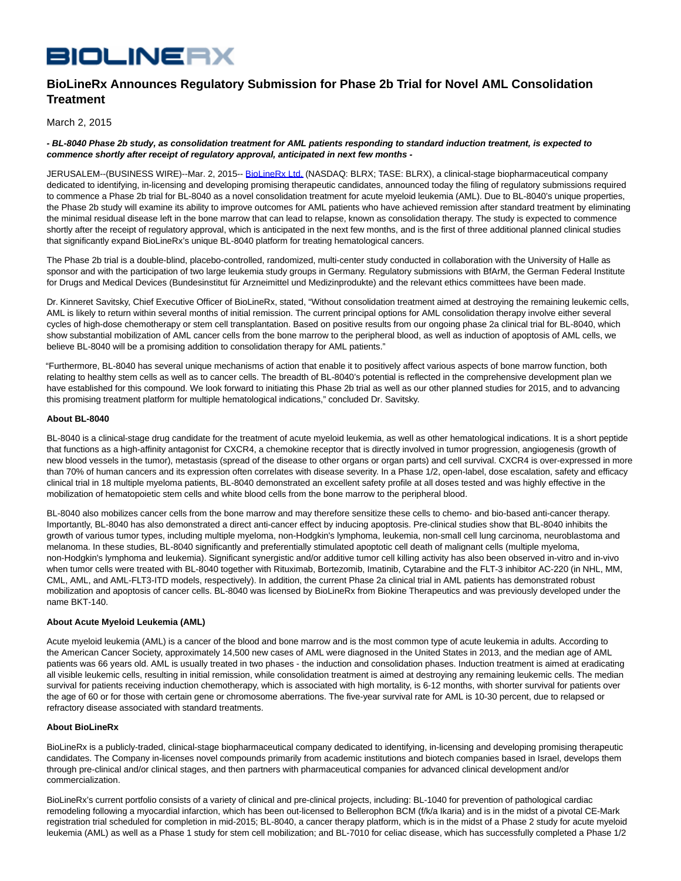BIOLINERX

# BioLineRx Announces Regulatory Submission for Phase 2b Trial for Novel AML Consolidation Treatment

March 2, 2015

***- BL-8040 Phase 2b study, as consolidation treatment for AML patients responding to standard induction treatment, is expected to commence shortly after receipt of regulatory approval, anticipated in next few months -***

JERUSALEM--(BUSINESS WIRE)--Mar. 2, 2015-- BioLineRx Ltd. (NASDAQ: BLRX; TASE: BLRX), a clinical-stage biopharmaceutical company dedicated to identifying, in-licensing and developing promising therapeutic candidates, announced today the filing of regulatory submissions required to commence a Phase 2b trial for BL-8040 as a novel consolidation treatment for acute myeloid leukemia (AML). Due to BL-8040's unique properties, the Phase 2b study will examine its ability to improve outcomes for AML patients who have achieved remission after standard treatment by eliminating the minimal residual disease left in the bone marrow that can lead to relapse, known as consolidation therapy. The study is expected to commence shortly after the receipt of regulatory approval, which is anticipated in the next few months, and is the first of three additional planned clinical studies that significantly expand BioLineRx's unique BL-8040 platform for treating hematological cancers.

The Phase 2b trial is a double-blind, placebo-controlled, randomized, multi-center study conducted in collaboration with the University of Halle as sponsor and with the participation of two large leukemia study groups in Germany. Regulatory submissions with BfArM, the German Federal Institute for Drugs and Medical Devices (Bundesinstitut für Arzneimittel und Medizinprodukte) and the relevant ethics committees have been made.

Dr. Kinneret Savitsky, Chief Executive Officer of BioLineRx, stated, "Without consolidation treatment aimed at destroying the remaining leukemic cells, AML is likely to return within several months of initial remission. The current principal options for AML consolidation therapy involve either several cycles of high-dose chemotherapy or stem cell transplantation. Based on positive results from our ongoing phase 2a clinical trial for BL-8040, which show substantial mobilization of AML cancer cells from the bone marrow to the peripheral blood, as well as induction of apoptosis of AML cells, we believe BL-8040 will be a promising addition to consolidation therapy for AML patients."

"Furthermore, BL-8040 has several unique mechanisms of action that enable it to positively affect various aspects of bone marrow function, both relating to healthy stem cells as well as to cancer cells. The breadth of BL-8040's potential is reflected in the comprehensive development plan we have established for this compound. We look forward to initiating this Phase 2b trial as well as our other planned studies for 2015, and to advancing this promising treatment platform for multiple hematological indications," concluded Dr. Savitsky.

**About BL-8040**

BL-8040 is a clinical-stage drug candidate for the treatment of acute myeloid leukemia, as well as other hematological indications. It is a short peptide that functions as a high-affinity antagonist for CXCR4, a chemokine receptor that is directly involved in tumor progression, angiogenesis (growth of new blood vessels in the tumor), metastasis (spread of the disease to other organs or organ parts) and cell survival. CXCR4 is over-expressed in more than 70% of human cancers and its expression often correlates with disease severity. In a Phase 1/2, open-label, dose escalation, safety and efficacy clinical trial in 18 multiple myeloma patients, BL-8040 demonstrated an excellent safety profile at all doses tested and was highly effective in the mobilization of hematopoietic stem cells and white blood cells from the bone marrow to the peripheral blood.

BL-8040 also mobilizes cancer cells from the bone marrow and may therefore sensitize these cells to chemo- and bio-based anti-cancer therapy. Importantly, BL-8040 has also demonstrated a direct anti-cancer effect by inducing apoptosis. Pre-clinical studies show that BL-8040 inhibits the growth of various tumor types, including multiple myeloma, non-Hodgkin's lymphoma, leukemia, non-small cell lung carcinoma, neuroblastoma and melanoma. In these studies, BL-8040 significantly and preferentially stimulated apoptotic cell death of malignant cells (multiple myeloma, non-Hodgkin's lymphoma and leukemia). Significant synergistic and/or additive tumor cell killing activity has also been observed in-vitro and in-vivo when tumor cells were treated with BL-8040 together with Rituximab, Bortezomib, Imatinib, Cytarabine and the FLT-3 inhibitor AC-220 (in NHL, MM, CML, AML, and AML-FLT3-ITD models, respectively). In addition, the current Phase 2a clinical trial in AML patients has demonstrated robust mobilization and apoptosis of cancer cells. BL-8040 was licensed by BioLineRx from Biokine Therapeutics and was previously developed under the name BKT-140.

**About Acute Myeloid Leukemia (AML)**

Acute myeloid leukemia (AML) is a cancer of the blood and bone marrow and is the most common type of acute leukemia in adults. According to the American Cancer Society, approximately 14,500 new cases of AML were diagnosed in the United States in 2013, and the median age of AML patients was 66 years old. AML is usually treated in two phases - the induction and consolidation phases. Induction treatment is aimed at eradicating all visible leukemic cells, resulting in initial remission, while consolidation treatment is aimed at destroying any remaining leukemic cells. The median survival for patients receiving induction chemotherapy, which is associated with high mortality, is 6-12 months, with shorter survival for patients over the age of 60 or for those with certain gene or chromosome aberrations. The five-year survival rate for AML is 10-30 percent, due to relapsed or refractory disease associated with standard treatments.

**About BioLineRx**

BioLineRx is a publicly-traded, clinical-stage biopharmaceutical company dedicated to identifying, in-licensing and developing promising therapeutic candidates. The Company in-licenses novel compounds primarily from academic institutions and biotech companies based in Israel, develops them through pre-clinical and/or clinical stages, and then partners with pharmaceutical companies for advanced clinical development and/or commercialization.

BioLineRx's current portfolio consists of a variety of clinical and pre-clinical projects, including: BL-1040 for prevention of pathological cardiac remodeling following a myocardial infarction, which has been out-licensed to Bellerophon BCM (f/k/a Ikaria) and is in the midst of a pivotal CE-Mark registration trial scheduled for completion in mid-2015; BL-8040, a cancer therapy platform, which is in the midst of a Phase 2 study for acute myeloid leukemia (AML) as well as a Phase 1 study for stem cell mobilization; and BL-7010 for celiac disease, which has successfully completed a Phase 1/2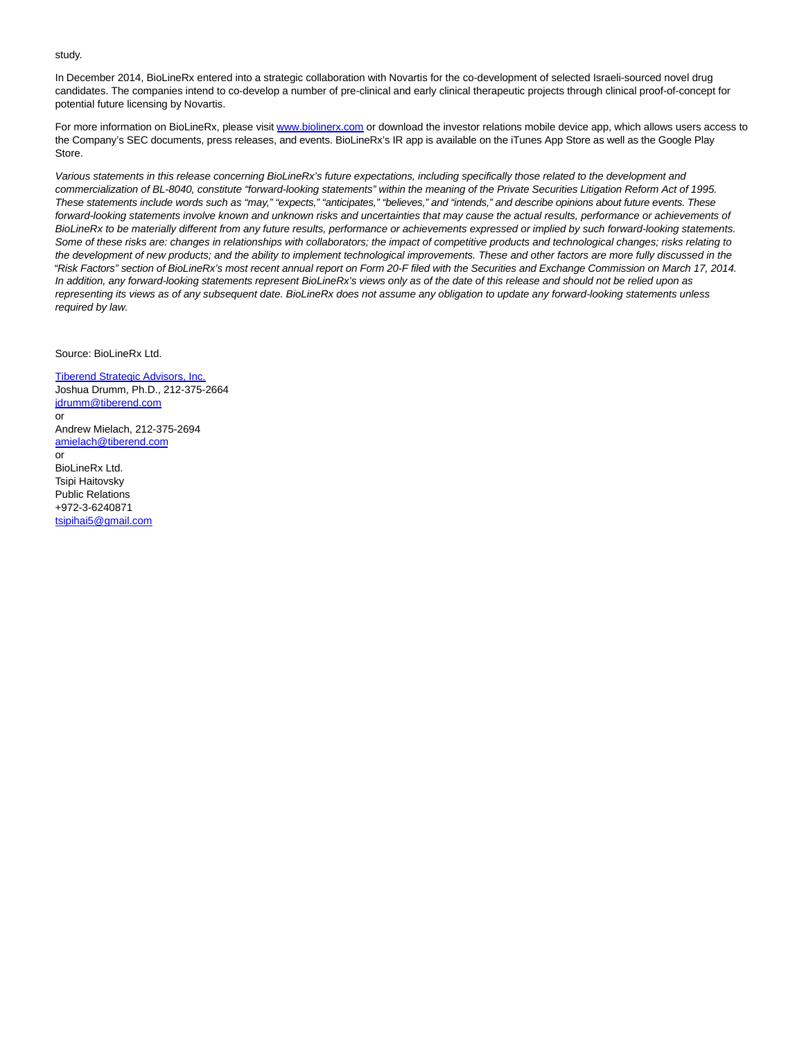study.

In December 2014, BioLineRx entered into a strategic collaboration with Novartis for the co-development of selected Israeli-sourced novel drug candidates. The companies intend to co-develop a number of pre-clinical and early clinical therapeutic projects through clinical proof-of-concept for potential future licensing by Novartis.

For more information on BioLineRx, please visit [www.biolinerx.com](www.biolinerx.com) or download the investor relations mobile device app, which allows users access to the Company's SEC documents, press releases, and events. BioLineRx's IR app is available on the iTunes App Store as well as the Google Play Store.

*Various statements in this release concerning BioLineRx's future expectations, including specifically those related to the development and commercialization of BL-8040, constitute "forward-looking statements" within the meaning of the Private Securities Litigation Reform Act of 1995. These statements include words such as "may," "expects," "anticipates," "believes," and "intends," and describe opinions about future events. These forward-looking statements involve known and unknown risks and uncertainties that may cause the actual results, performance or achievements of BioLineRx to be materially different from any future results, performance or achievements expressed or implied by such forward-looking statements. Some of these risks are: changes in relationships with collaborators; the impact of competitive products and technological changes; risks relating to the development of new products; and the ability to implement technological improvements. These and other factors are more fully discussed in the "Risk Factors" section of BioLineRx's most recent annual report on Form 20-F filed with the Securities and Exchange Commission on March 17, 2014. In addition, any forward-looking statements represent BioLineRx's views only as of the date of this release and should not be relied upon as representing its views as of any subsequent date. BioLineRx does not assume any obligation to update any forward-looking statements unless required by law.*

Source: BioLineRx Ltd.

Tiberend Strategic Advisors, Inc.
Joshua Drumm, Ph.D., 212-375-2664
jdrumm@tiberend.com
or
Andrew Mielach, 212-375-2694
amielach@tiberend.com
or
BioLineRx Ltd.
Tsipi Haitovsky
Public Relations
+972-3-6240871
tsipihai5@gmail.com